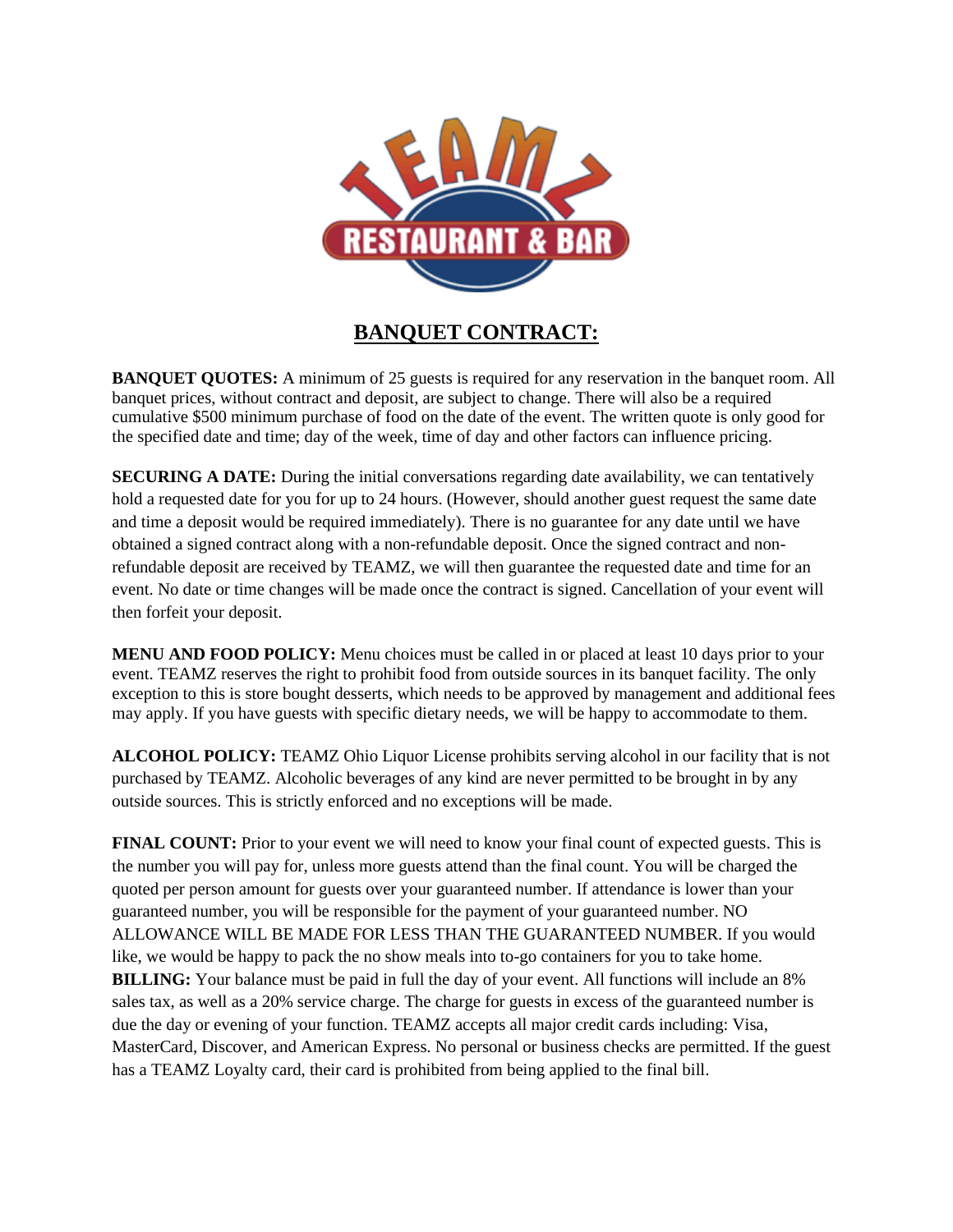# BANQUET CONTRACT:

**BANQUET QUOTES:** A minimum of 25 guests is required for any reservation in the banquet room. All banquet prices, without contract and deposit, are subject to change. There will also be a required cumulative $500 minimum purchase of food on the date of the event. The written quote is only good for the specified date and time; day of the week, time of day and other factors can influence pricing.

**SECURING A DATE:** During the initial conversations regarding date availability, we can tentatively hold a requested date for you for up to 24 hours. (However, should another guest request the same date and time a deposit would be required immediately). There is no guarantee for any date until we have obtained a signed contract along with a non-refundable deposit. Once the signed contract and non-refundable deposit are received by TEAMZ, we will then guarantee the requested date and time for an event. No date or time changes will be made once the contract is signed. Cancellation of your event will then forfeit your deposit.

**MENU AND FOOD POLICY:** Menu choices must be called in or placed at least 10 days prior to your event. TEAMZ reserves the right to prohibit food from outside sources in its banquet facility. The only exception to this is store bought desserts, which needs to be approved by management and additional fees may apply. If you have guests with specific dietary needs, we will be happy to accommodate to them.

**ALCOHOL POLICY:** TEAMZ Ohio Liquor License prohibits serving alcohol in our facility that is not purchased by TEAMZ. Alcoholic beverages of any kind are never permitted to be brought in by any outside sources. This is strictly enforced and no exceptions will be made.

**FINAL COUNT:** Prior to your event we will need to know your final count of expected guests. This is the number you will pay for, unless more guests attend than the final count. You will be charged the quoted per person amount for guests over your guaranteed number. If attendance is lower than your guaranteed number, you will be responsible for the payment of your guaranteed number. NO ALLOWANCE WILL BE MADE FOR LESS THAN THE GUARANTEED NUMBER. If you would like, we would be happy to pack the no show meals into to-go containers for you to take home.

**BILLING:** Your balance must be paid in full the day of your event. All functions will include an 8% sales tax, as well as a 20% service charge. The charge for guests in excess of the guaranteed number is due the day or evening of your function. TEAMZ accepts all major credit cards including: Visa, MasterCard, Discover, and American Express. No personal or business checks are permitted. If the guest has a TEAMZ Loyalty card, their card is prohibited from being applied to the final bill.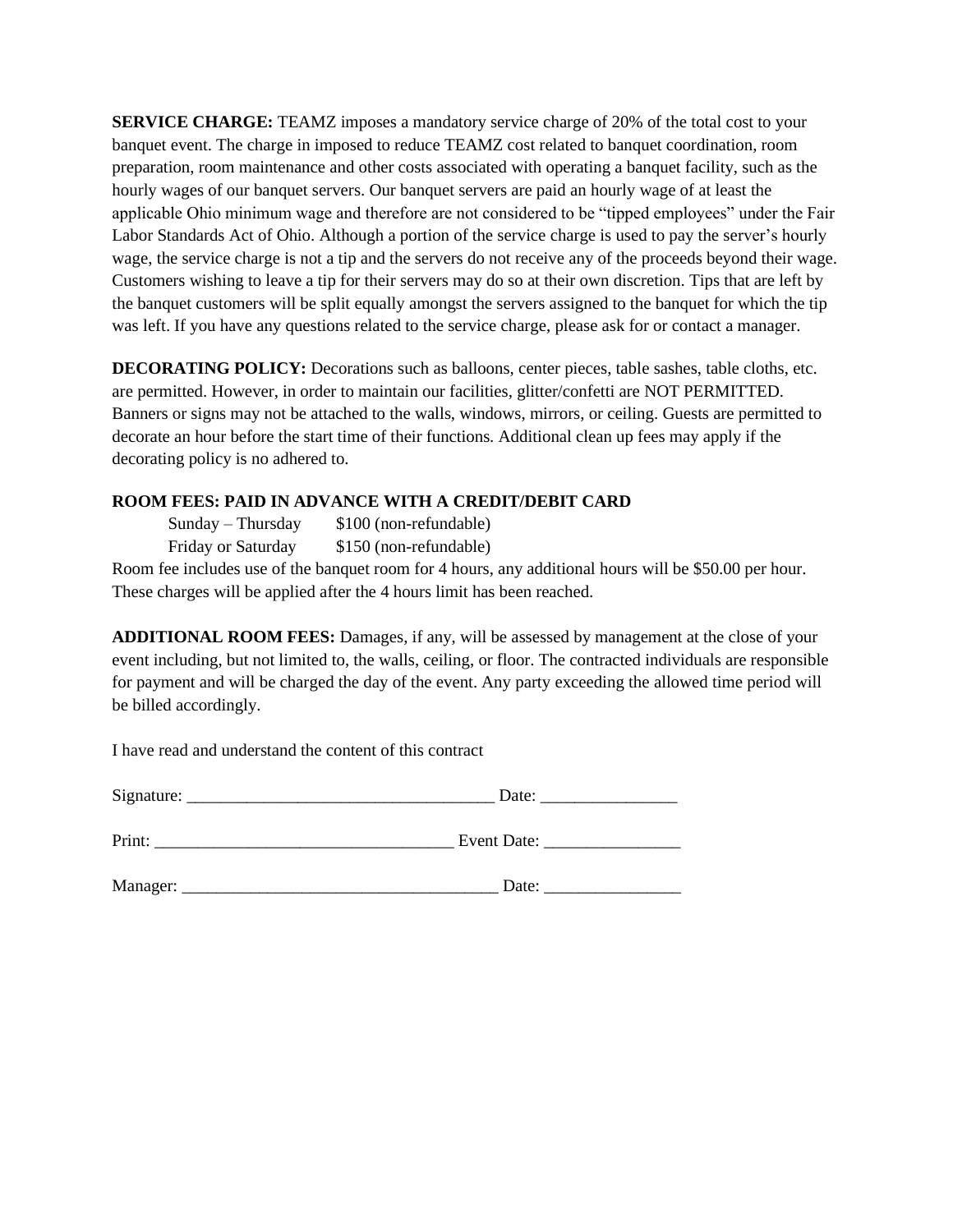**SERVICE CHARGE:** TEAMZ imposes a mandatory service charge of 20% of the total cost to your banquet event. The charge in imposed to reduce TEAMZ cost related to banquet coordination, room preparation, room maintenance and other costs associated with operating a banquet facility, such as the hourly wages of our banquet servers. Our banquet servers are paid an hourly wage of at least the applicable Ohio minimum wage and therefore are not considered to be "tipped employees" under the Fair Labor Standards Act of Ohio. Although a portion of the service charge is used to pay the server's hourly wage, the service charge is not a tip and the servers do not receive any of the proceeds beyond their wage. Customers wishing to leave a tip for their servers may do so at their own discretion. Tips that are left by the banquet customers will be split equally amongst the servers assigned to the banquet for which the tip was left. If you have any questions related to the service charge, please ask for or contact a manager.

**DECORATING POLICY:** Decorations such as balloons, center pieces, table sashes, table cloths, etc. are permitted. However, in order to maintain our facilities, glitter/confetti are NOT PERMITTED. Banners or signs may not be attached to the walls, windows, mirrors, or ceiling. Guests are permitted to decorate an hour before the start time of their functions. Additional clean up fees may apply if the decorating policy is no adhered to.

**ROOM FEES: PAID IN ADVANCE WITH A CREDIT/DEBIT CARD**

| | |
|---|---|
| Sunday – Thursday | $100 (non-refundable) |
| Friday or Saturday | $150 (non-refundable) |

Room fee includes use of the banquet room for 4 hours, any additional hours will be $50.00 per hour. These charges will be applied after the 4 hours limit has been reached.

**ADDITIONAL ROOM FEES:** Damages, if any, will be assessed by management at the close of your event including, but not limited to, the walls, ceiling, or floor. The contracted individuals are responsible for payment and will be charged the day of the event. Any party exceeding the allowed time period will be billed accordingly.

I have read and understand the content of this contract

Signature: ___________________________________ Date: ________________

Print: __________________________________ Event Date: ________________

Manager: ____________________________________ Date: ________________